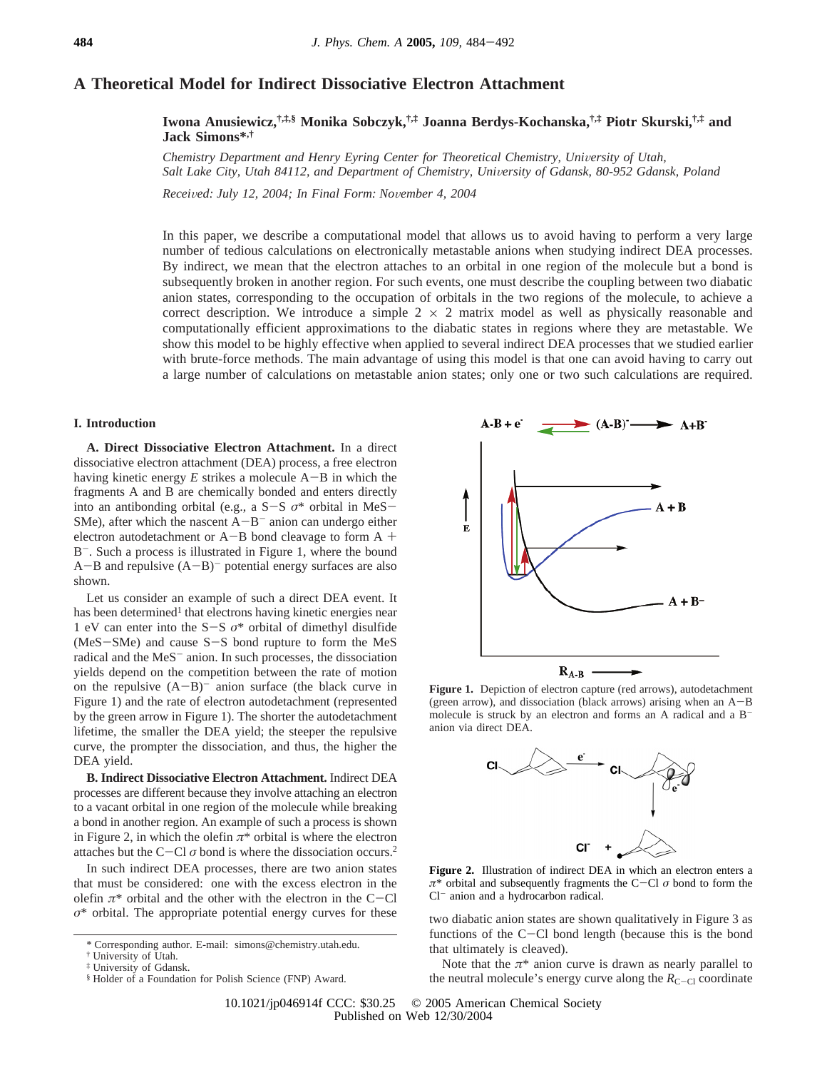# A Theoretical Model for Indirect Dissociative Electron Attachment

**Iwona Anusiewicz,[†,‡,§] Monika Sobczyk,[†,‡] Joanna Berdys-Kochanska,[†,‡] Piotr Skurski,[†,‡] and Jack Simons*[,†]**

*Chemistry Department and Henry Eyring Center for Theoretical Chemistry, University of Utah, Salt Lake City, Utah 84112, and Department of Chemistry, University of Gdansk, 80-952 Gdansk, Poland*

*Received: July 12, 2004; In Final Form: November 4, 2004*

In this paper, we describe a computational model that allows us to avoid having to perform a very large number of tedious calculations on electronically metastable anions when studying indirect DEA processes. By indirect, we mean that the electron attaches to an orbital in one region of the molecule but a bond is subsequently broken in another region. For such events, one must describe the coupling between two diabatic anion states, corresponding to the occupation of orbitals in the two regions of the molecule, to achieve a correct description. We introduce a simple 2 × 2 matrix model as well as physically reasonable and computationally efficient approximations to the diabatic states in regions where they are metastable. We show this model to be highly effective when applied to several indirect DEA processes that we studied earlier with brute-force methods. The main advantage of using this model is that one can avoid having to carry out a large number of calculations on metastable anion states; only one or two such calculations are required.

## I. Introduction

**A. Direct Dissociative Electron Attachment.** In a direct dissociative electron attachment (DEA) process, a free electron having kinetic energy $E$ strikes a molecule A−B in which the fragments A and B are chemically bonded and enters directly into an antibonding orbital (e.g., a S−S $\sigma^*$ orbital in MeS−SMe), after which the nascent $A-B^-$ anion can undergo either electron autodetachment or A−B bond cleavage to form A + $B^-$. Such a process is illustrated in Figure 1, where the bound A−B and repulsive $(A-B)^-$ potential energy surfaces are also shown.

Let us consider an example of such a direct DEA event. It has been determined[1] that electrons having kinetic energies near 1 eV can enter into the S−S $\sigma^*$ orbital of dimethyl disulfide (MeS−SMe) and cause S−S bond rupture to form the MeS radical and the $MeS^-$ anion. In such processes, the dissociation yields depend on the competition between the rate of motion on the repulsive $(A-B)^-$ anion surface (the black curve in Figure 1) and the rate of electron autodetachment (represented by the green arrow in Figure 1). The shorter the autodetachment lifetime, the smaller the DEA yield; the steeper the repulsive curve, the prompter the dissociation, and thus, the higher the DEA yield.

**B. Indirect Dissociative Electron Attachment.** Indirect DEA processes are different because they involve attaching an electron to a vacant orbital in one region of the molecule while breaking a bond in another region. An example of such a process is shown in Figure 2, in which the olefin $\pi^*$ orbital is where the electron attaches but the C−Cl $\sigma$ bond is where the dissociation occurs.[2]

In such indirect DEA processes, there are two anion states that must be considered: one with the excess electron in the olefin $\pi^*$ orbital and the other with the electron in the C−Cl $\sigma^*$ orbital. The appropriate potential energy curves for these two diabatic anion states are shown qualitatively in Figure 3 as functions of the C−Cl bond length (because this is the bond that ultimately is cleaved).

**Figure 1.** Depiction of electron capture (red arrows), autodetachment (green arrow), and dissociation (black arrows) arising when an A−B molecule is struck by an electron and forms an A radical and a $B^-$ anion via direct DEA.

**Figure 2.** Illustration of indirect DEA in which an electron enters a $\pi^*$ orbital and subsequently fragments the C−Cl $\sigma$ bond to form the $Cl^-$ anion and a hydrocarbon radical.

Note that the $\pi^*$ anion curve is drawn as nearly parallel to the neutral molecule's energy curve along the $R_{C-Cl}$ coordinate

\* Corresponding author. E-mail: simons@chemistry.utah.edu.
† University of Utah.
‡ University of Gdansk.
§ Holder of a Foundation for Polish Science (FNP) Award.

10.1021/jp046914f CCC: $30.25 © 2005 American Chemical Society
Published on Web 12/30/2004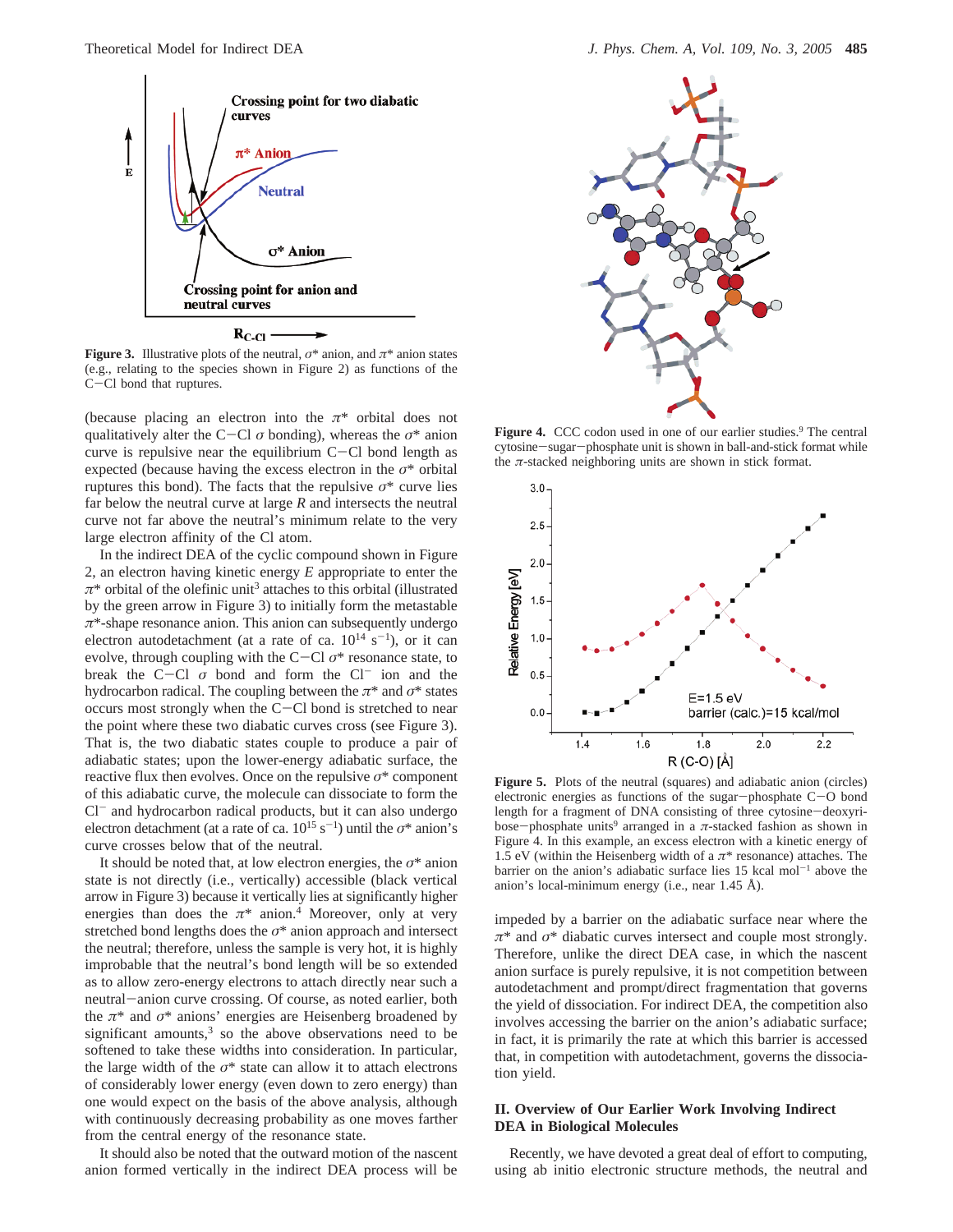Figure 3. Illustrative plots of the neutral, $\sigma^*$ anion, and $\pi^*$ anion states (e.g., relating to the species shown in Figure 2) as functions of the C−Cl bond that ruptures.

(because placing an electron into the $\pi^*$ orbital does not qualitatively alter the C−Cl $\sigma$ bonding), whereas the $\sigma^*$ anion curve is repulsive near the equilibrium C−Cl bond length as expected (because having the excess electron in the $\sigma^*$ orbital ruptures this bond). The facts that the repulsive $\sigma^*$ curve lies far below the neutral curve at large $R$ and intersects the neutral curve not far above the neutral's minimum relate to the very large electron affinity of the Cl atom.

In the indirect DEA of the cyclic compound shown in Figure 2, an electron having kinetic energy $E$ appropriate to enter the $\pi^*$ orbital of the olefinic unit[3] attaches to this orbital (illustrated by the green arrow in Figure 3) to initially form the metastable $\pi^*$-shape resonance anion. This anion can subsequently undergo electron autodetachment (at a rate of ca. $10^{14}$ s$^{-1}$), or it can evolve, through coupling with the C−Cl $\sigma^*$ resonance state, to break the C−Cl $\sigma$ bond and form the $Cl^-$ ion and the hydrocarbon radical. The coupling between the $\pi^*$ and $\sigma^*$ states occurs most strongly when the C−Cl bond is stretched to near the point where these two diabatic curves cross (see Figure 3). That is, the two diabatic states couple to produce a pair of adiabatic states; upon the lower-energy adiabatic surface, the reactive flux then evolves. Once on the repulsive $\sigma^*$ component of this adiabatic curve, the molecule can dissociate to form the $Cl^-$ and hydrocarbon radical products, but it can also undergo electron detachment (at a rate of ca. $10^{15}$ s$^{-1}$) until the $\sigma^*$ anion's curve crosses below that of the neutral.

It should be noted that, at low electron energies, the $\sigma^*$ anion state is not directly (i.e., vertically) accessible (black vertical arrow in Figure 3) because it vertically lies at significantly higher energies than does the $\pi^*$ anion.[4] Moreover, only at very stretched bond lengths does the $\sigma^*$ anion approach and intersect the neutral; therefore, unless the sample is very hot, it is highly improbable that the neutral's bond length will be so extended as to allow zero-energy electrons to attach directly near such a neutral−anion curve crossing. Of course, as noted earlier, both the $\pi^*$ and $\sigma^*$ anions' energies are Heisenberg broadened by significant amounts,[3] so the above observations need to be softened to take these widths into consideration. In particular, the large width of the $\sigma^*$ state can allow it to attach electrons of considerably lower energy (even down to zero energy) than one would expect on the basis of the above analysis, although with continuously decreasing probability as one moves farther from the central energy of the resonance state.

It should also be noted that the outward motion of the nascent anion formed vertically in the indirect DEA process will be impeded by a barrier on the adiabatic surface near where the $\pi^*$ and $\sigma^*$ diabatic curves intersect and couple most strongly. Therefore, unlike the direct DEA case, in which the nascent anion surface is purely repulsive, it is not competition between autodetachment and prompt/direct fragmentation that governs the yield of dissociation. For indirect DEA, the competition also involves accessing the barrier on the anion's adiabatic surface; in fact, it is primarily the rate at which this barrier is accessed that, in competition with autodetachment, governs the dissociation yield.

Figure 4. CCC codon used in one of our earlier studies.[9] The central cytosine−sugar−phosphate unit is shown in ball-and-stick format while the $\pi$-stacked neighboring units are shown in stick format.

Figure 5. Plots of the neutral (squares) and adiabatic anion (circles) electronic energies as functions of the sugar−phosphate C−O bond length for a fragment of DNA consisting of three cytosine−deoxyribose−phosphate units[9] arranged in a $\pi$-stacked fashion as shown in Figure 4. In this example, an excess electron with a kinetic energy of 1.5 eV (within the Heisenberg width of a $\pi^*$ resonance) attaches. The barrier on the anion's adiabatic surface lies 15 kcal mol$^{-1}$ above the anion's local-minimum energy (i.e., near 1.45 Å).

## II. Overview of Our Earlier Work Involving Indirect DEA in Biological Molecules

Recently, we have devoted a great deal of effort to computing, using ab initio electronic structure methods, the neutral and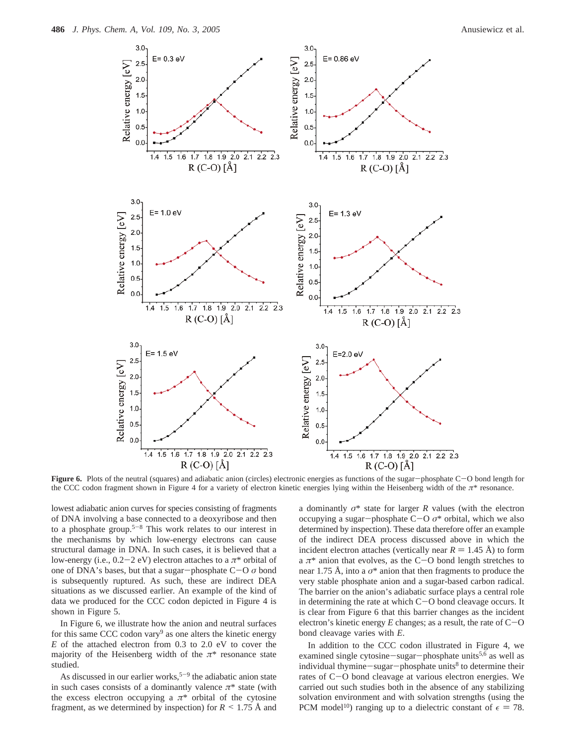**Figure 6.** Plots of the neutral (squares) and adiabatic anion (circles) electronic energies as functions of the sugar−phosphate C−O bond length for the CCC codon fragment shown in Figure 4 for a variety of electron kinetic energies lying within the Heisenberg width of the $\pi^*$ resonance.

lowest adiabatic anion curves for species consisting of fragments of DNA involving a base connected to a deoxyribose and then to a phosphate group.[5−8] This work relates to our interest in the mechanisms by which low-energy electrons can cause structural damage in DNA. In such cases, it is believed that a low-energy (i.e., 0.2−2 eV) electron attaches to a $\pi^*$ orbital of one of DNA's bases, but that a sugar−phosphate C−O $\sigma$ bond is subsequently ruptured. As such, these are indirect DEA situations as we discussed earlier. An example of the kind of data we produced for the CCC codon depicted in Figure 4 is shown in Figure 5.

In Figure 6, we illustrate how the anion and neutral surfaces for this same CCC codon vary[9] as one alters the kinetic energy $E$ of the attached electron from 0.3 to 2.0 eV to cover the majority of the Heisenberg width of the $\pi^*$ resonance state studied.

As discussed in our earlier works,[5−9] the adiabatic anion state in such cases consists of a dominantly valence $\pi^*$ state (with the excess electron occupying a $\pi^*$ orbital of the cytosine fragment, as we determined by inspection) for $R < 1.75$ Å and a dominantly $\sigma^*$ state for larger $R$ values (with the electron occupying a sugar−phosphate C−O $\sigma^*$ orbital, which we also determined by inspection). These data therefore offer an example of the indirect DEA process discussed above in which the incident electron attaches (vertically near $R = 1.45$ Å) to form a $\pi^*$ anion that evolves, as the C−O bond length stretches to near 1.75 Å, into a $\sigma^*$ anion that then fragments to produce the very stable phosphate anion and a sugar-based carbon radical. The barrier on the anion's adiabatic surface plays a central role in determining the rate at which C−O bond cleavage occurs. It is clear from Figure 6 that this barrier changes as the incident electron's kinetic energy $E$ changes; as a result, the rate of C−O bond cleavage varies with $E$.

In addition to the CCC codon illustrated in Figure 4, we examined single cytosine−sugar−phosphate units[5,6] as well as individual thymine−sugar−phosphate units[8] to determine their rates of C−O bond cleavage at various electron energies. We carried out such studies both in the absence of any stabilizing solvation environment and with solvation strengths (using the PCM model[10]) ranging up to a dielectric constant of $\epsilon = 78$.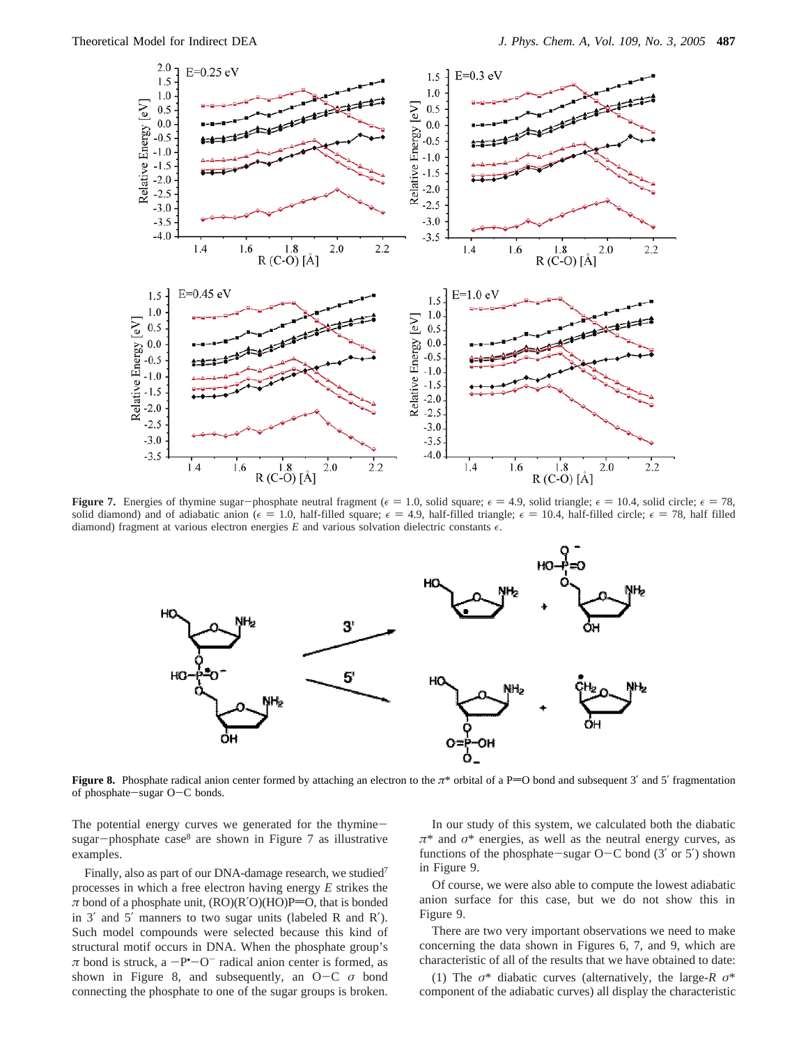**Figure 7.** Energies of thymine sugar−phosphate neutral fragment ($\epsilon$ = 1.0, solid square; $\epsilon$ = 4.9, solid triangle; $\epsilon$ = 10.4, solid circle; $\epsilon$ = 78, solid diamond) and of adiabatic anion ($\epsilon$ = 1.0, half-filled square; $\epsilon$ = 4.9, half-filled triangle; $\epsilon$ = 10.4, half-filled circle; $\epsilon$ = 78, half filled diamond) fragment at various electron energies $E$ and various solvation dielectric constants $\epsilon$.

**Figure 8.** Phosphate radical anion center formed by attaching an electron to the $\pi$* orbital of a P═O bond and subsequent 3′ and 5′ fragmentation of phosphate−sugar O−C bonds.

The potential energy curves we generated for the thymine−sugar−phosphate case[8] are shown in Figure 7 as illustrative examples.

Finally, also as part of our DNA-damage research, we studied[7] processes in which a free electron having energy $E$ strikes the $\pi$ bond of a phosphate unit, (RO)(R′O)(HO)P═O, that is bonded in 3′ and 5′ manners to two sugar units (labeled R and R′). Such model compounds were selected because this kind of structural motif occurs in DNA. When the phosphate group's $\pi$ bond is struck, a −P•−O− radical anion center is formed, as shown in Figure 8, and subsequently, an O−C $\sigma$ bond connecting the phosphate to one of the sugar groups is broken.

In our study of this system, we calculated both the diabatic $\pi$* and $\sigma$* energies, as well as the neutral energy curves, as functions of the phosphate−sugar O−C bond (3′ or 5′) shown in Figure 9.

Of course, we were also able to compute the lowest adiabatic anion surface for this case, but we do not show this in Figure 9.

There are two very important observations we need to make concerning the data shown in Figures 6, 7, and 9, which are characteristic of all of the results that we have obtained to date:

(1) The $\sigma$* diabatic curves (alternatively, the large-$R$ $\sigma$* component of the adiabatic curves) all display the characteristic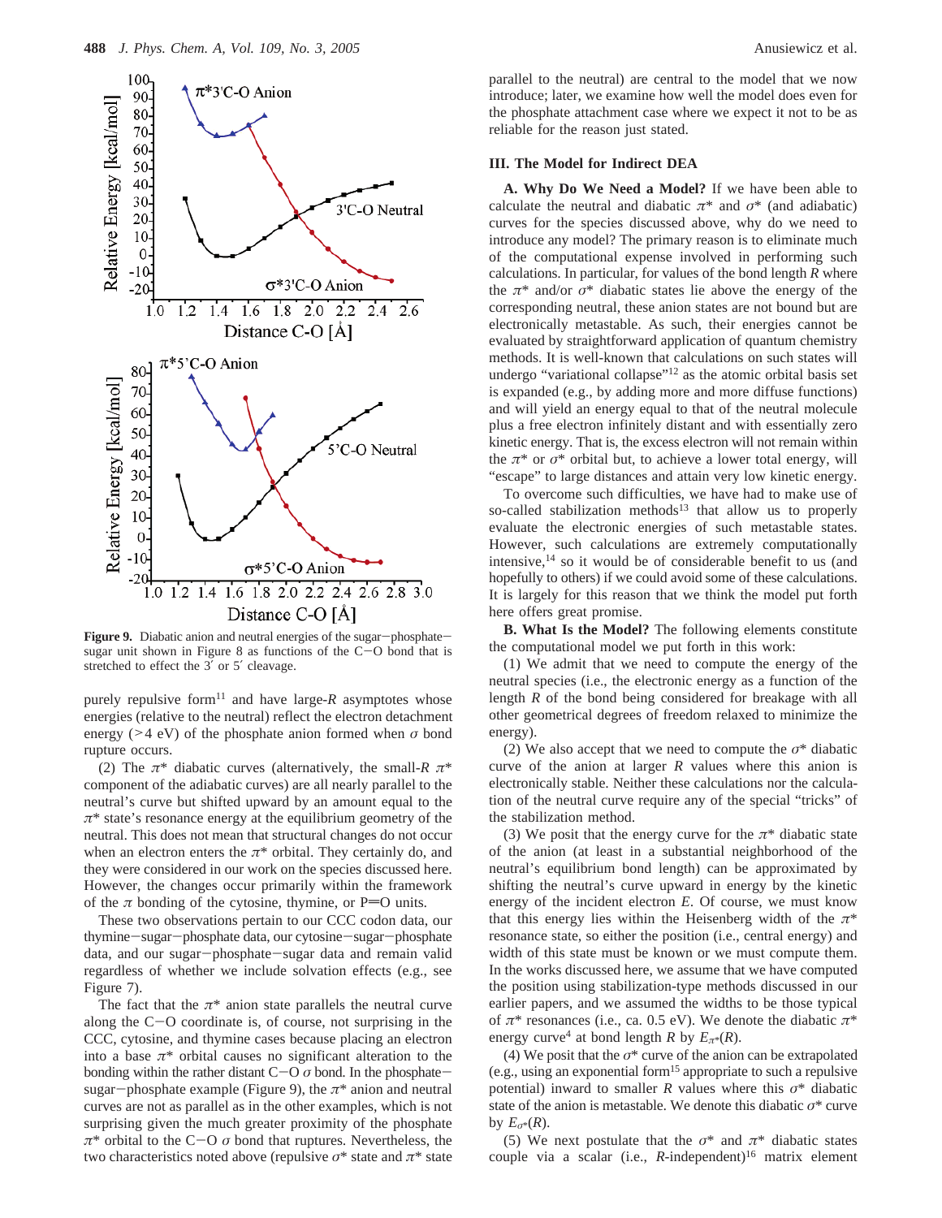**Figure 9.** Diabatic anion and neutral energies of the sugar−phosphate−sugar unit shown in Figure 8 as functions of the C−O bond that is stretched to effect the 3′ or 5′ cleavage.

purely repulsive form[11] and have large-$R$ asymptotes whose energies (relative to the neutral) reflect the electron detachment energy (>4 eV) of the phosphate anion formed when $\sigma$ bond rupture occurs.

(2) The $\pi^*$ diabatic curves (alternatively, the small-$R$ $\pi^*$ component of the adiabatic curves) are all nearly parallel to the neutral's curve but shifted upward by an amount equal to the $\pi^*$ state's resonance energy at the equilibrium geometry of the neutral. This does not mean that structural changes do not occur when an electron enters the $\pi^*$ orbital. They certainly do, and they were considered in our work on the species discussed here. However, the changes occur primarily within the framework of the $\pi$ bonding of the cytosine, thymine, or P=O units.

These two observations pertain to our CCC codon data, our thymine−sugar−phosphate data, our cytosine−sugar−phosphate data, and our sugar−phosphate−sugar data and remain valid regardless of whether we include solvation effects (e.g., see Figure 7).

The fact that the $\pi^*$ anion state parallels the neutral curve along the C−O coordinate is, of course, not surprising in the CCC, cytosine, and thymine cases because placing an electron into a base $\pi^*$ orbital causes no significant alteration to the bonding within the rather distant C−O $\sigma$ bond. In the phosphate−sugar−phosphate example (Figure 9), the $\pi^*$ anion and neutral curves are not as parallel as in the other examples, which is not surprising given the much greater proximity of the phosphate $\pi^*$ orbital to the C−O $\sigma$ bond that ruptures. Nevertheless, the two characteristics noted above (repulsive $\sigma^*$ state and $\pi^*$ state parallel to the neutral) are central to the model that we now introduce; later, we examine how well the model does even for the phosphate attachment case where we expect it not to be as reliable for the reason just stated.

## III. The Model for Indirect DEA

**A. Why Do We Need a Model?** If we have been able to calculate the neutral and diabatic $\pi^*$ and $\sigma^*$ (and adiabatic) curves for the species discussed above, why do we need to introduce any model? The primary reason is to eliminate much of the computational expense involved in performing such calculations. In particular, for values of the bond length $R$ where the $\pi^*$ and/or $\sigma^*$ diabatic states lie above the energy of the corresponding neutral, these anion states are not bound but are electronically metastable. As such, their energies cannot be evaluated by straightforward application of quantum chemistry methods. It is well-known that calculations on such states will undergo "variational collapse"[12] as the atomic orbital basis set is expanded (e.g., by adding more and more diffuse functions) and will yield an energy equal to that of the neutral molecule plus a free electron infinitely distant and with essentially zero kinetic energy. That is, the excess electron will not remain within the $\pi^*$ or $\sigma^*$ orbital but, to achieve a lower total energy, will "escape" to large distances and attain very low kinetic energy.

To overcome such difficulties, we have had to make use of so-called stabilization methods[13] that allow us to properly evaluate the electronic energies of such metastable states. However, such calculations are extremely computationally intensive,[14] so it would be of considerable benefit to us (and hopefully to others) if we could avoid some of these calculations. It is largely for this reason that we think the model put forth here offers great promise.

**B. What Is the Model?** The following elements constitute the computational model we put forth in this work:

(1) We admit that we need to compute the energy of the neutral species (i.e., the electronic energy as a function of the length $R$ of the bond being considered for breakage with all other geometrical degrees of freedom relaxed to minimize the energy).

(2) We also accept that we need to compute the $\sigma^*$ diabatic curve of the anion at larger $R$ values where this anion is electronically stable. Neither these calculations nor the calculation of the neutral curve require any of the special "tricks" of the stabilization method.

(3) We posit that the energy curve for the $\pi^*$ diabatic state of the anion (at least in a substantial neighborhood of the neutral's equilibrium bond length) can be approximated by shifting the neutral's curve upward in energy by the kinetic energy of the incident electron $E$. Of course, we must know that this energy lies within the Heisenberg width of the $\pi^*$ resonance state, so either the position (i.e., central energy) and width of this state must be known or we must compute them. In the works discussed here, we assume that we have computed the position using stabilization-type methods discussed in our earlier papers, and we assumed the widths to be those typical of $\pi^*$ resonances (i.e., ca. 0.5 eV). We denote the diabatic $\pi^*$ energy curve[4] at bond length $R$ by $E_{\pi^*}(R)$.

(4) We posit that the $\sigma^*$ curve of the anion can be extrapolated (e.g., using an exponential form[15] appropriate to such a repulsive potential) inward to smaller $R$ values where this $\sigma^*$ diabatic state of the anion is metastable. We denote this diabatic $\sigma^*$ curve by $E_{\sigma^*}(R)$.

(5) We next postulate that the $\sigma^*$ and $\pi^*$ diabatic states couple via a scalar (i.e., $R$-independent)[16] matrix element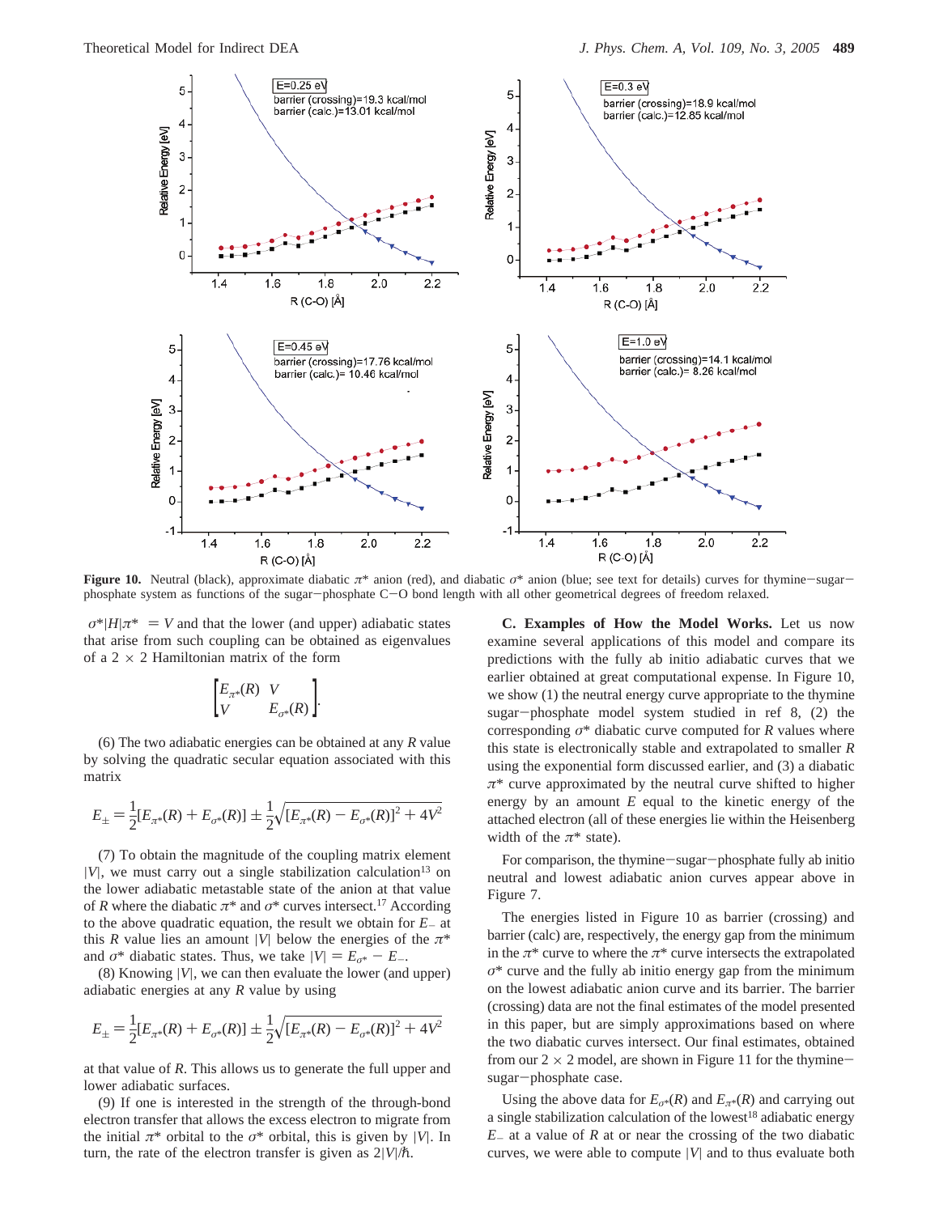Figure 10. Neutral (black), approximate diabatic $\pi^*$ anion (red), and diabatic $\sigma^*$ anion (blue; see text for details) curves for thymine–sugar–phosphate system as functions of the sugar–phosphate C–O bond length with all other geometrical degrees of freedom relaxed.

$\langle \sigma^*|H|\pi^* \rangle = V$ and that the lower (and upper) adiabatic states that arise from such coupling can be obtained as eigenvalues of a 2 × 2 Hamiltonian matrix of the form

$$\begin{bmatrix} E_{\pi^*}(R) & V \\ V & E_{\sigma^*}(R) \end{bmatrix}.$$

(6) The two adiabatic energies can be obtained at any $R$ value by solving the quadratic secular equation associated with this matrix

$$E_{\pm} = \frac{1}{2}[E_{\pi^*}(R) + E_{\sigma^*}(R)] \pm \frac{1}{2}\sqrt{[E_{\pi^*}(R) - E_{\sigma^*}(R)]^2 + 4V^2}$$

(7) To obtain the magnitude of the coupling matrix element $|V|$, we must carry out a single stabilization calculation[13] on the lower adiabatic metastable state of the anion at that value of $R$ where the diabatic $\pi^*$ and $\sigma^*$ curves intersect.[17] According to the above quadratic equation, the result we obtain for $E_-$ at this $R$ value lies an amount $|V|$ below the energies of the $\pi^*$ and $\sigma^*$ diabatic states. Thus, we take $|V| = E_{\sigma^*} - E_-$.

(8) Knowing $|V|$, we can then evaluate the lower (and upper) adiabatic energies at any $R$ value by using

$$E_{\pm} = \frac{1}{2}[E_{\pi^*}(R) + E_{\sigma^*}(R)] \pm \frac{1}{2}\sqrt{[E_{\pi^*}(R) - E_{\sigma^*}(R)]^2 + 4V^2}$$

at that value of $R$. This allows us to generate the full upper and lower adiabatic surfaces.

(9) If one is interested in the strength of the through-bond electron transfer that allows the excess electron to migrate from the initial $\pi^*$ orbital to the $\sigma^*$ orbital, this is given by $|V|$. In turn, the rate of the electron transfer is given as $2|V|/\hbar$.

**C. Examples of How the Model Works.** Let us now examine several applications of this model and compare its predictions with the fully ab initio adiabatic curves that we earlier obtained at great computational expense. In Figure 10, we show (1) the neutral energy curve appropriate to the thymine sugar–phosphate model system studied in ref 8, (2) the corresponding $\sigma^*$ diabatic curve computed for $R$ values where this state is electronically stable and extrapolated to smaller $R$ using the exponential form discussed earlier, and (3) a diabatic $\pi^*$ curve approximated by the neutral curve shifted to higher energy by an amount $E$ equal to the kinetic energy of the attached electron (all of these energies lie within the Heisenberg width of the $\pi^*$ state).

For comparison, the thymine–sugar–phosphate fully ab initio neutral and lowest adiabatic anion curves appear above in Figure 7.

The energies listed in Figure 10 as barrier (crossing) and barrier (calc) are, respectively, the energy gap from the minimum in the $\pi^*$ curve to where the $\pi^*$ curve intersects the extrapolated $\sigma^*$ curve and the fully ab initio energy gap from the minimum on the lowest adiabatic anion curve and its barrier. The barrier (crossing) data are not the final estimates of the model presented in this paper, but are simply approximations based on where the two diabatic curves intersect. Our final estimates, obtained from our 2 × 2 model, are shown in Figure 11 for the thymine–sugar–phosphate case.

Using the above data for $E_{\sigma^*}(R)$ and $E_{\pi^*}(R)$ and carrying out a single stabilization calculation of the lowest[18] adiabatic energy $E_-$ at a value of $R$ at or near the crossing of the two diabatic curves, we were able to compute $|V|$ and to thus evaluate both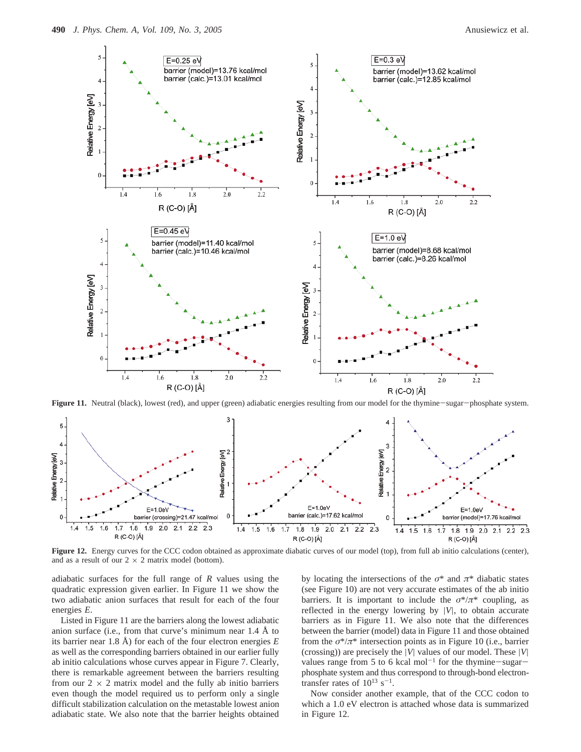Figure 11. Neutral (black), lowest (red), and upper (green) adiabatic energies resulting from our model for the thymine–sugar–phosphate system.

Figure 12. Energy curves for the CCC codon obtained as approximate diabatic curves of our model (top), from full ab initio calculations (center), and as a result of our $2 \times 2$ matrix model (bottom).

adiabatic surfaces for the full range of $R$ values using the quadratic expression given earlier. In Figure 11 we show the two adiabatic anion surfaces that result for each of the four energies $E$.

Listed in Figure 11 are the barriers along the lowest adiabatic anion surface (i.e., from that curve's minimum near 1.4 Å to its barrier near 1.8 Å) for each of the four electron energies $E$ as well as the corresponding barriers obtained in our earlier fully ab initio calculations whose curves appear in Figure 7. Clearly, there is remarkable agreement between the barriers resulting from our $2 \times 2$ matrix model and the fully ab initio barriers even though the model required us to perform only a single difficult stabilization calculation on the metastable lowest anion adiabatic state. We also note that the barrier heights obtained by locating the intersections of the $\sigma^*$ and $\pi^*$ diabatic states (see Figure 10) are not very accurate estimates of the ab initio barriers. It is important to include the $\sigma^*/\pi^*$ coupling, as reflected in the energy lowering by $|V|$, to obtain accurate barriers as in Figure 11. We also note that the differences between the barrier (model) data in Figure 11 and those obtained from the $\sigma^*/\pi^*$ intersection points as in Figure 10 (i.e., barrier (crossing)) are precisely the $|V|$ values of our model. These $|V|$ values range from 5 to 6 kcal mol$^{-1}$ for the thymine–sugar–phosphate system and thus correspond to through-bond electron-transfer rates of $10^{13}$ s$^{-1}$.

Now consider another example, that of the CCC codon to which a 1.0 eV electron is attached whose data is summarized in Figure 12.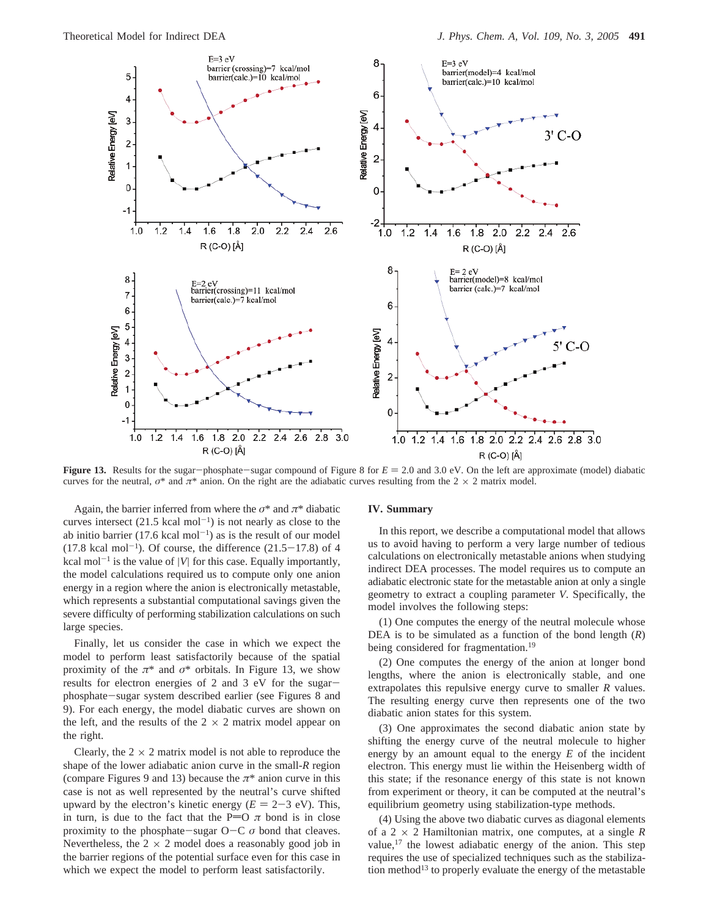**Figure 13.** Results for the sugar−phosphate−sugar compound of Figure 8 for $E = 2.0$ and 3.0 eV. On the left are approximate (model) diabatic curves for the neutral, $\sigma^*$ and $\pi^*$ anion. On the right are the adiabatic curves resulting from the 2 × 2 matrix model.

Again, the barrier inferred from where the $\sigma^*$ and $\pi^*$ diabatic curves intersect (21.5 kcal mol$^{-1}$) is not nearly as close to the ab initio barrier (17.6 kcal mol$^{-1}$) as is the result of our model (17.8 kcal mol$^{-1}$). Of course, the difference (21.5−17.8) of 4 kcal mol$^{-1}$ is the value of $|V|$ for this case. Equally importantly, the model calculations required us to compute only one anion energy in a region where the anion is electronically metastable, which represents a substantial computational savings given the severe difficulty of performing stabilization calculations on such large species.

Finally, let us consider the case in which we expect the model to perform least satisfactorily because of the spatial proximity of the $\pi^*$ and $\sigma^*$ orbitals. In Figure 13, we show results for electron energies of 2 and 3 eV for the sugar−phosphate−sugar system described earlier (see Figures 8 and 9). For each energy, the model diabatic curves are shown on the left, and the results of the 2 × 2 matrix model appear on the right.

Clearly, the 2 × 2 matrix model is not able to reproduce the shape of the lower adiabatic anion curve in the small-$R$ region (compare Figures 9 and 13) because the $\pi^*$ anion curve in this case is not as well represented by the neutral's curve shifted upward by the electron's kinetic energy ($E$ = 2−3 eV). This, in turn, is due to the fact that the P=O $\pi$ bond is in close proximity to the phosphate−sugar O−C $\sigma$ bond that cleaves. Nevertheless, the 2 × 2 model does a reasonably good job in the barrier regions of the potential surface even for this case in which we expect the model to perform least satisfactorily.

## IV. Summary

In this report, we describe a computational model that allows us to avoid having to perform a very large number of tedious calculations on electronically metastable anions when studying indirect DEA processes. The model requires us to compute an adiabatic electronic state for the metastable anion at only a single geometry to extract a coupling parameter $V$. Specifically, the model involves the following steps:

(1) One computes the energy of the neutral molecule whose DEA is to be simulated as a function of the bond length ($R$) being considered for fragmentation.[19]

(2) One computes the energy of the anion at longer bond lengths, where the anion is electronically stable, and one extrapolates this repulsive energy curve to smaller $R$ values. The resulting energy curve then represents one of the two diabatic anion states for this system.

(3) One approximates the second diabatic anion state by shifting the energy curve of the neutral molecule to higher energy by an amount equal to the energy $E$ of the incident electron. This energy must lie within the Heisenberg width of this state; if the resonance energy of this state is not known from experiment or theory, it can be computed at the neutral's equilibrium geometry using stabilization-type methods.

(4) Using the above two diabatic curves as diagonal elements of a 2 × 2 Hamiltonian matrix, one computes, at a single $R$ value,[17] the lowest adiabatic energy of the anion. This step requires the use of specialized techniques such as the stabilization method[13] to properly evaluate the energy of the metastable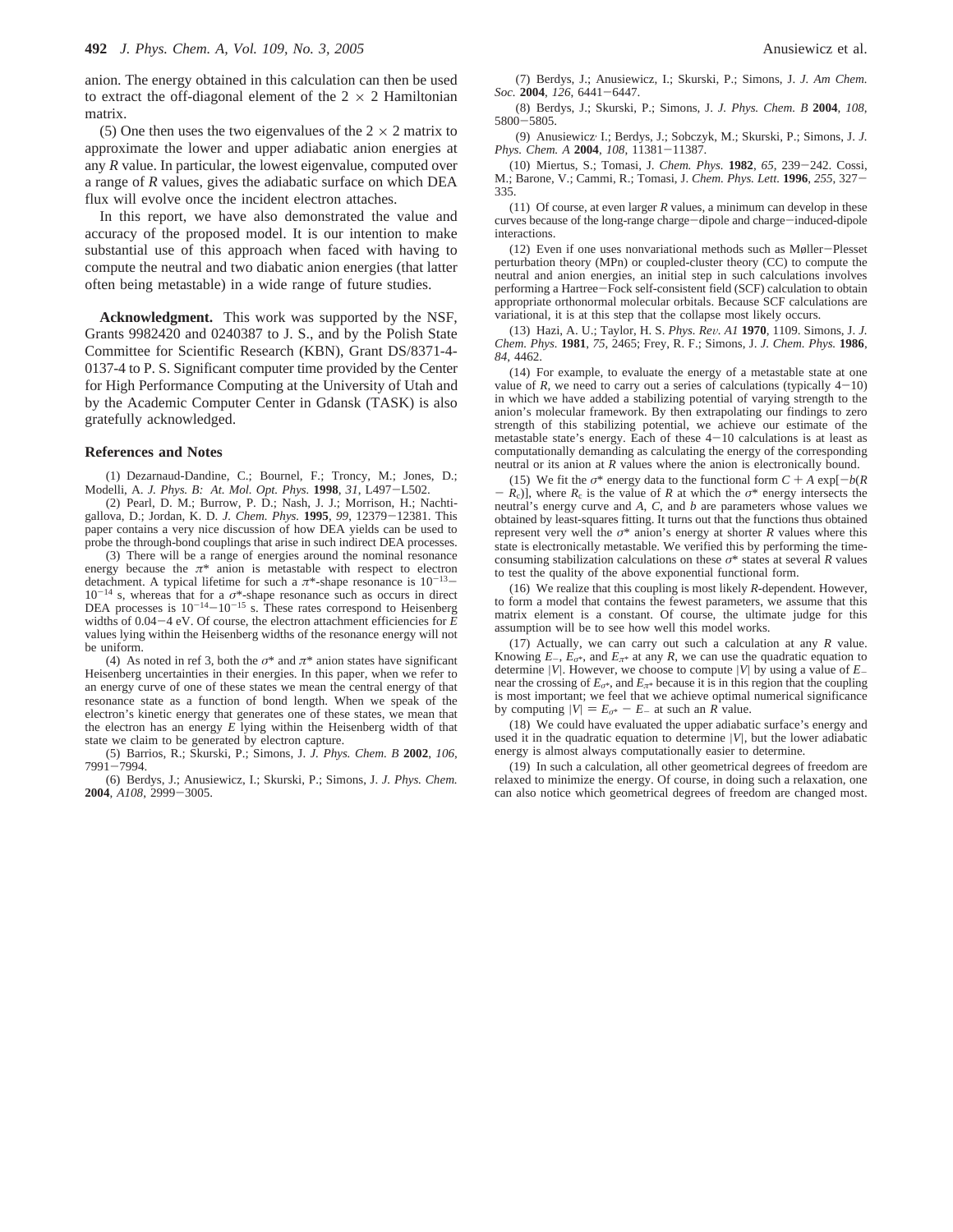anion. The energy obtained in this calculation can then be used to extract the off-diagonal element of the $2 \times 2$ Hamiltonian matrix.

(5) One then uses the two eigenvalues of the $2 \times 2$ matrix to approximate the lower and upper adiabatic anion energies at any $R$ value. In particular, the lowest eigenvalue, computed over a range of $R$ values, gives the adiabatic surface on which DEA flux will evolve once the incident electron attaches.

In this report, we have also demonstrated the value and accuracy of the proposed model. It is our intention to make substantial use of this approach when faced with having to compute the neutral and two diabatic anion energies (that latter often being metastable) in a wide range of future studies.

**Acknowledgment.** This work was supported by the NSF, Grants 9982420 and 0240387 to J. S., and by the Polish State Committee for Scientific Research (KBN), Grant DS/8371-4-0137-4 to P. S. Significant computer time provided by the Center for High Performance Computing at the University of Utah and by the Academic Computer Center in Gdansk (TASK) is also gratefully acknowledged.

### References and Notes

(1) Dezarnaud-Dandine, C.; Bournel, F.; Troncy, M.; Jones, D.; Modelli, A. *J. Phys. B: At. Mol. Opt. Phys.* **1998**, *31*, L497−L502.

(2) Pearl, D. M.; Burrow, P. D.; Nash, J. J.; Morrison, H.; Nachtigallova, D.; Jordan, K. D. *J. Chem. Phys.* **1995**, *99*, 12379−12381. This paper contains a very nice discussion of how DEA yields can be used to probe the through-bond couplings that arise in such indirect DEA processes.

(3) There will be a range of energies around the nominal resonance energy because the $\pi^*$ anion is metastable with respect to electron detachment. A typical lifetime for such a $\pi^*$-shape resonance is $10^{-13}$−$10^{-14}$ s, whereas that for a $\sigma^*$-shape resonance such as occurs in direct DEA processes is $10^{-14}$−$10^{-15}$ s. These rates correspond to Heisenberg widths of 0.04−4 eV. Of course, the electron attachment efficiencies for $E$ values lying within the Heisenberg widths of the resonance energy will not be uniform.

(4) As noted in ref 3, both the $\sigma^*$ and $\pi^*$ anion states have significant Heisenberg uncertainties in their energies. In this paper, when we refer to an energy curve of one of these states we mean the central energy of that resonance state as a function of bond length. When we speak of the electron's kinetic energy that generates one of these states, we mean that the electron has an energy $E$ lying within the Heisenberg width of that state we claim to be generated by electron capture.

(5) Barrios, R.; Skurski, P.; Simons, J. *J. Phys. Chem. B* **2002**, *106*, 7991−7994.

(6) Berdys, J.; Anusiewicz, I.; Skurski, P.; Simons, J. *J. Phys. Chem.* **2004**, *A108*, 2999−3005.

(7) Berdys, J.; Anusiewicz, I.; Skurski, P.; Simons, J. *J. Am Chem. Soc.* **2004**, *126*, 6441−6447.

(8) Berdys, J.; Skurski, P.; Simons, J. *J. Phys. Chem. B* **2004**, *108*, 5800−5805.

(9) Anusiewicz, I.; Berdys, J.; Sobczyk, M.; Skurski, P.; Simons, J. *J. Phys. Chem. A* **2004**, *108*, 11381−11387.

(10) Miertus, S.; Tomasi, J. *Chem. Phys.* **1982**, *65*, 239−242. Cossi, M.; Barone, V.; Cammi, R.; Tomasi, J. *Chem. Phys. Lett.* **1996**, *255*, 327−335.

(11) Of course, at even larger $R$ values, a minimum can develop in these curves because of the long-range charge−dipole and charge−induced-dipole interactions.

(12) Even if one uses nonvariational methods such as Møller−Plesset perturbation theory (MPn) or coupled-cluster theory (CC) to compute the neutral and anion energies, an initial step in such calculations involves performing a Hartree−Fock self-consistent field (SCF) calculation to obtain appropriate orthonormal molecular orbitals. Because SCF calculations are variational, it is at this step that the collapse most likely occurs.

(13) Hazi, A. U.; Taylor, H. S. *Phys. Rev. A1* **1970**, 1109. Simons, J. *J. Chem. Phys.* **1981**, *75*, 2465; Frey, R. F.; Simons, J. *J. Chem. Phys.* **1986**, *84*, 4462.

(14) For example, to evaluate the energy of a metastable state at one value of $R$, we need to carry out a series of calculations (typically 4−10) in which we have added a stabilizing potential of varying strength to the anion's molecular framework. By then extrapolating our findings to zero strength of this stabilizing potential, we achieve our estimate of the metastable state's energy. Each of these 4−10 calculations is at least as computationally demanding as calculating the energy of the corresponding neutral or its anion at $R$ values where the anion is electronically bound.

(15) We fit the $\sigma^*$ energy data to the functional form $C + A \exp[-b(R - R_c)]$, where $R_c$ is the value of $R$ at which the $\sigma^*$ energy intersects the neutral's energy curve and $A$, $C$, and $b$ are parameters whose values we obtained by least-squares fitting. It turns out that the functions thus obtained represent very well the $\sigma^*$ anion's energy at shorter $R$ values where this state is electronically metastable. We verified this by performing the time-consuming stabilization calculations on these $\sigma^*$ states at several $R$ values to test the quality of the above exponential functional form.

(16) We realize that this coupling is most likely $R$-dependent. However, to form a model that contains the fewest parameters, we assume that this matrix element is a constant. Of course, the ultimate judge for this assumption will be to see how well this model works.

(17) Actually, we can carry out such a calculation at any $R$ value. Knowing $E_-$, $E_{\sigma^*}$, and $E_{\pi^*}$ at any $R$, we can use the quadratic equation to determine $|V|$. However, we choose to compute $|V|$ by using a value of $E_-$ near the crossing of $E_{\sigma^*}$, and $E_{\pi^*}$ because it is in this region that the coupling is most important; we feel that we achieve optimal numerical significance by computing $|V| = E_{\sigma^*} - E_-$ at such an $R$ value.

(18) We could have evaluated the upper adiabatic surface's energy and used it in the quadratic equation to determine $|V|$, but the lower adiabatic energy is almost always computationally easier to determine.

(19) In such a calculation, all other geometrical degrees of freedom are relaxed to minimize the energy. Of course, in doing such a relaxation, one can also notice which geometrical degrees of freedom are changed most.